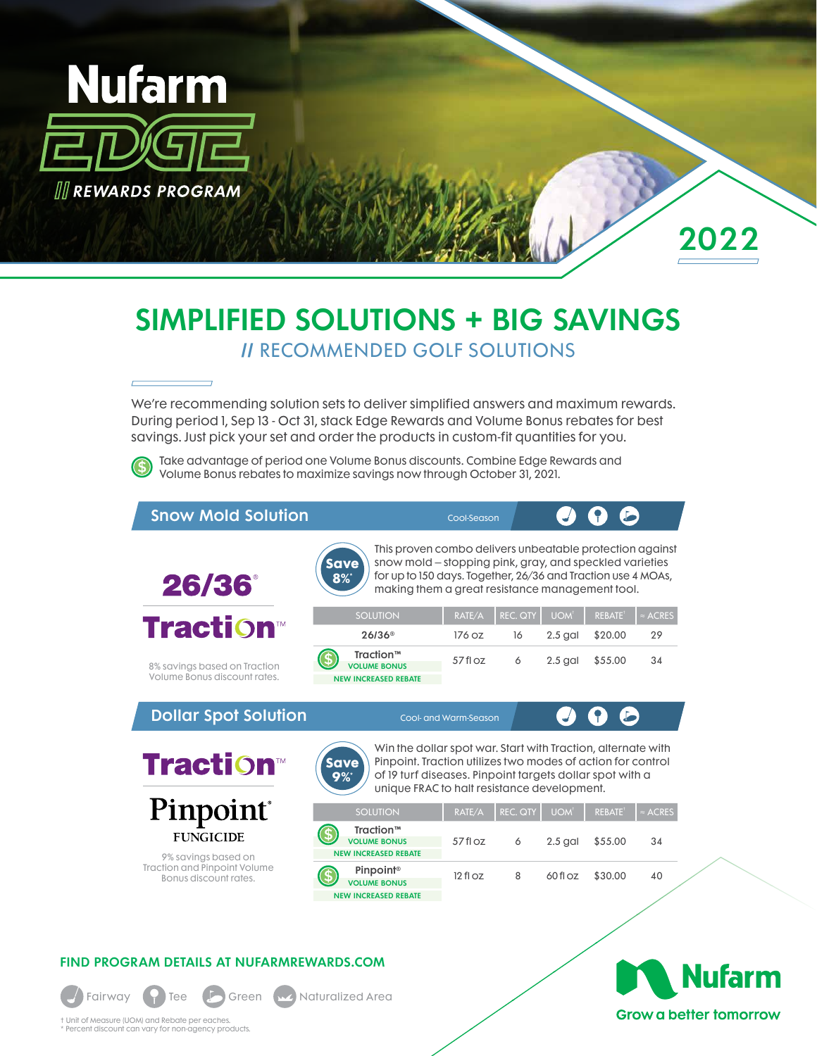# Nufarm EDGE

// REWARDS PROGRAM

2022

# SIMPLIFIED SOLUTIONS + BIG SAVINGS

## // RECOMMENDED GOLF SOLUTIONS

We're recommending solution sets to deliver simplified answers and maximum rewards. During period 1, Sep 13 - Oct 31, stack Edge Rewards and Volume Bonus rebates for best savings. Just pick your set and order the products in custom-fit quantities for you.

Take advantage of period one Volume Bonus discounts. Combine Edge Rewards and Volume Bonus rebates to maximize savings now through October 31, 2021.

## Snow Mold Solution

Cool-Season

**26/36®**

**Traction™**

8% savings based on Traction Volume Bonus discount rates.

**Save 8%***

This proven combo delivers unbeatable protection against snow mold – stopping pink, gray, and speckled varieties for up to 150 days. Together, 26/36 and Traction use 4 MOAs, making them a great resistance management tool.

| SOLUTION | RATE/A | REC. QTY | UOM† | REBATE† | ≈ ACRES |
|---|---|---|---|---|---|
| 26/36® | 176 oz | 16 | 2.5 gal | $20.00 | 29 |
| Traction™ VOLUME BONUS NEW INCREASED REBATE | 57 fl oz | 6 | 2.5 gal | $55.00 | 34 |

## Dollar Spot Solution

Cool- and Warm-Season

**Traction™**

**Pinpoint® FUNGICIDE**

9% savings based on Traction and Pinpoint Volume Bonus discount rates.

**Save 9%***

Win the dollar spot war. Start with Traction, alternate with Pinpoint. Traction utilizes two modes of action for control of 19 turf diseases. Pinpoint targets dollar spot with a unique FRAC to halt resistance development.

| SOLUTION | RATE/A | REC. QTY | UOM† | REBATE† | ≈ ACRES |
|---|---|---|---|---|---|
| Traction™ VOLUME BONUS NEW INCREASED REBATE | 57 fl oz | 6 | 2.5 gal | $55.00 | 34 |
| Pinpoint® VOLUME BONUS NEW INCREASED REBATE | 12 fl oz | 8 | 60 fl oz | $30.00 | 40 |

**FIND PROGRAM DETAILS AT NUFARMREWARDS.COM**

Fairway · Tee · Green · Naturalized Area

† Unit of Measure (UOM) and Rebate per eaches.
* Percent discount can vary for non-agency products.

**Nufarm** Grow a better tomorrow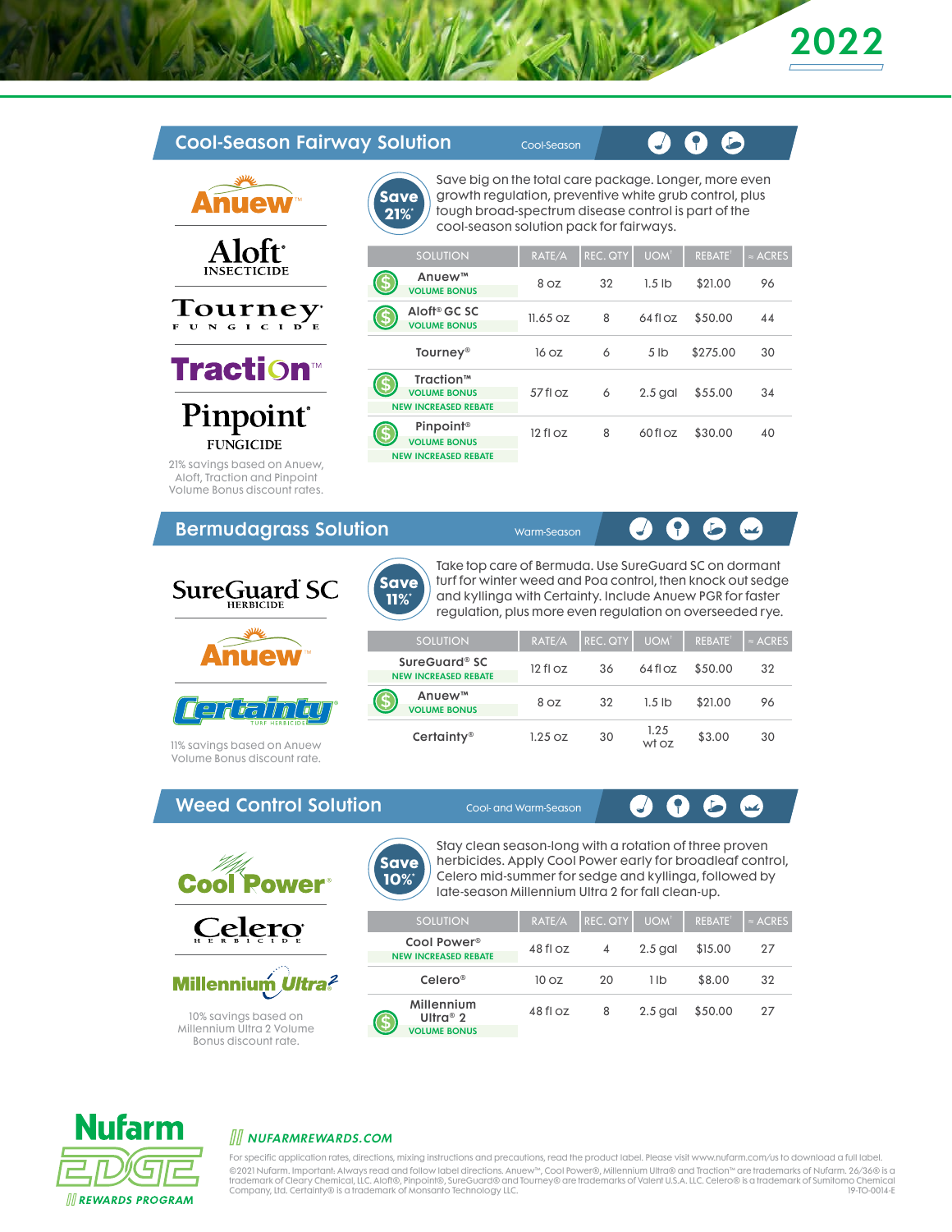2022

## Cool-Season Fairway Solution

Cool-Season

Anuew™

Aloft® INSECTICIDE

Tourney® FUNGICIDE

Traction™

Pinpoint® FUNGICIDE

21% savings based on Anuew, Aloft, Traction and Pinpoint Volume Bonus discount rates.

**Save 21%***

Save big on the total care package. Longer, more even growth regulation, preventive white grub control, plus tough broad-spectrum disease control is part of the cool-season solution pack for fairways.

| SOLUTION | RATE/A | REC. QTY | UOM[1] | REBATE[1] | ≈ ACRES |
|---|---|---|---|---|---|
| Anuew™ VOLUME BONUS | 8 oz | 32 | 1.5 lb | $21.00 | 96 |
| Aloft® GC SC VOLUME BONUS | 11.65 oz | 8 | 64 fl oz | $50.00 | 44 |
| Tourney® | 16 oz | 6 | 5 lb | $275.00 | 30 |
| Traction™ VOLUME BONUS NEW INCREASED REBATE | 57 fl oz | 6 | 2.5 gal | $55.00 | 34 |
| Pinpoint® VOLUME BONUS NEW INCREASED REBATE | 12 fl oz | 8 | 60 fl oz | $30.00 | 40 |

## Bermudagrass Solution

Warm-Season

SureGuard® SC HERBICIDE

Anuew™

Certainty® TURF HERBICIDE

11% savings based on Anuew Volume Bonus discount rate.

**Save 11%***

Take top care of Bermuda. Use SureGuard SC on dormant turf for winter weed and Poa control, then knock out sedge and kyllinga with Certainty. Include Anuew PGR for faster regulation, plus more even regulation on overseeded rye.

| SOLUTION | RATE/A | REC. QTY | UOM[1] | REBATE[1] | ≈ ACRES |
|---|---|---|---|---|---|
| SureGuard® SC NEW INCREASED REBATE | 12 fl oz | 36 | 64 fl oz | $50.00 | 32 |
| Anuew™ VOLUME BONUS | 8 oz | 32 | 1.5 lb | $21.00 | 96 |
| Certainty® | 1.25 oz | 30 | 1.25 wt oz | $3.00 | 30 |

## Weed Control Solution

Cool- and Warm-Season

Cool Power®

Celero® HERBICIDE

Millennium Ultra 2

10% savings based on Millennium Ultra 2 Volume Bonus discount rate.

**Save 10%***

Stay clean season-long with a rotation of three proven herbicides. Apply Cool Power early for broadleaf control, Celero mid-summer for sedge and kyllinga, followed by late-season Millennium Ultra 2 for fall clean-up.

| SOLUTION | RATE/A | REC. QTY | UOM[1] | REBATE[1] | ≈ ACRES |
|---|---|---|---|---|---|
| Cool Power® NEW INCREASED REBATE | 48 fl oz | 4 | 2.5 gal | $15.00 | 27 |
| Celero® | 10 oz | 20 | 1 lb | $8.00 | 32 |
| Millennium Ultra® 2 VOLUME BONUS | 48 fl oz | 8 | 2.5 gal | $50.00 | 27 |

Nufarm EDGE REWARDS PROGRAM

NUFARMREWARDS.COM

For specific application rates, directions, mixing instructions and precautions, read the product label. Please visit www.nufarm.com/us to download a full label. ©2021 Nufarm. Important: Always read and follow label directions. Anuew™, Cool Power®, Millennium Ultra® and Traction™ are trademarks of Nufarm. 26/36® is a trademark of Cleary Chemical, LLC. Aloft®, Pinpoint®, SureGuard® and Tourney® are trademarks of Valent U.S.A. LLC. Celero® is a trademark of Sumitomo Chemical Company, Ltd. Certainty® is a trademark of Monsanto Technology LLC. 19-TO-0014-E